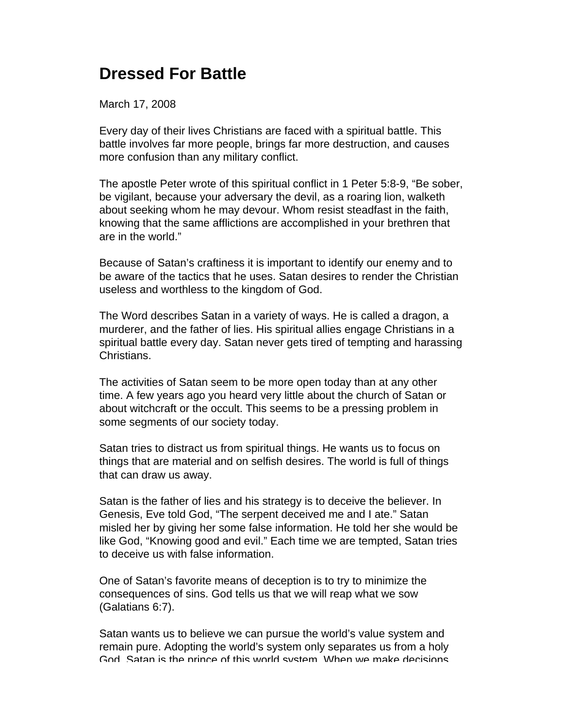# Dressed For Battle

March 17, 2008

Every day of their lives Christians are faced with a spiritual battle. This battle involves far more people, brings far more destruction, and causes more confusion than any military conflict.

The apostle Peter wrote of this spiritual conflict in 1 Peter 5:8-9, "Be sober, be vigilant, because your adversary the devil, as a roaring lion, walketh about seeking whom he may devour. Whom resist steadfast in the faith, knowing that the same afflictions are accomplished in your brethren that are in the world."

Because of Satan's craftiness it is important to identify our enemy and to be aware of the tactics that he uses. Satan desires to render the Christian useless and worthless to the kingdom of God.

The Word describes Satan in a variety of ways. He is called a dragon, a murderer, and the father of lies. His spiritual allies engage Christians in a spiritual battle every day. Satan never gets tired of tempting and harassing Christians.

The activities of Satan seem to be more open today than at any other time. A few years ago you heard very little about the church of Satan or about witchcraft or the occult. This seems to be a pressing problem in some segments of our society today.

Satan tries to distract us from spiritual things. He wants us to focus on things that are material and on selfish desires. The world is full of things that can draw us away.

Satan is the father of lies and his strategy is to deceive the believer. In Genesis, Eve told God, "The serpent deceived me and I ate." Satan misled her by giving her some false information. He told her she would be like God, "Knowing good and evil." Each time we are tempted, Satan tries to deceive us with false information.

One of Satan's favorite means of deception is to try to minimize the consequences of sins. God tells us that we will reap what we sow (Galatians 6:7).

Satan wants us to believe we can pursue the world's value system and remain pure. Adopting the world's system only separates us from a holy God. Satan is the prince of this world system. When we make decisions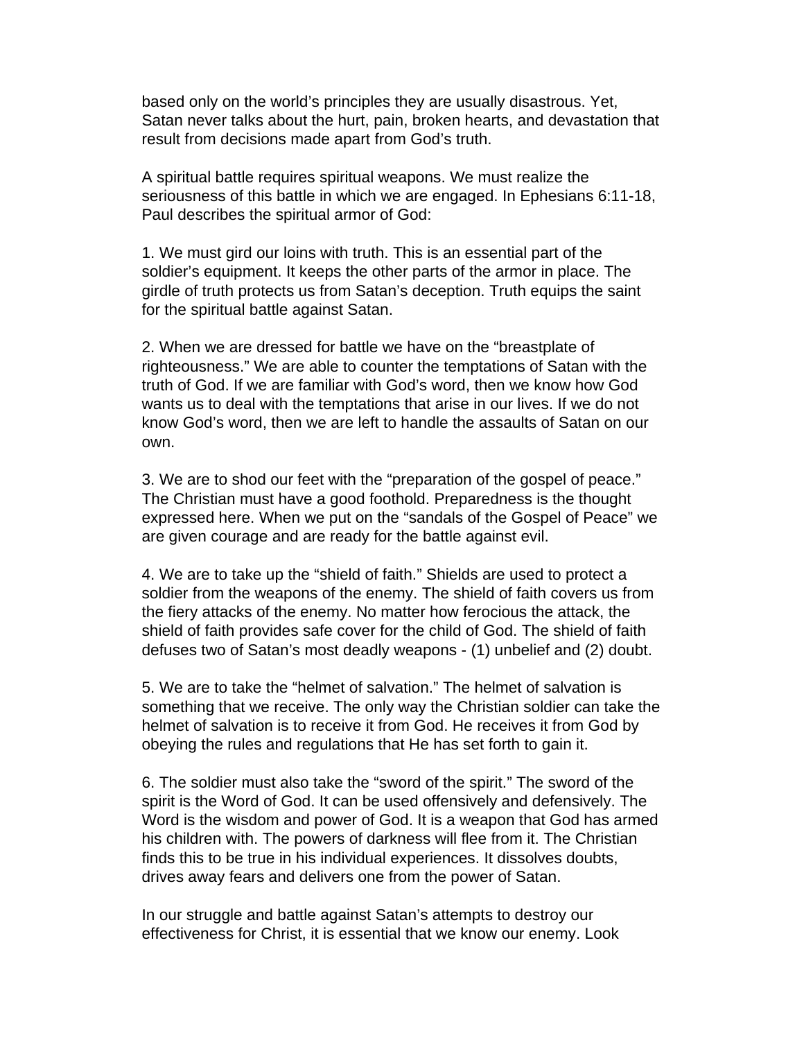based only on the world's principles they are usually disastrous. Yet, Satan never talks about the hurt, pain, broken hearts, and devastation that result from decisions made apart from God's truth.

A spiritual battle requires spiritual weapons. We must realize the seriousness of this battle in which we are engaged. In Ephesians 6:11-18, Paul describes the spiritual armor of God:

1. We must gird our loins with truth. This is an essential part of the soldier's equipment. It keeps the other parts of the armor in place. The girdle of truth protects us from Satan's deception. Truth equips the saint for the spiritual battle against Satan.

2. When we are dressed for battle we have on the "breastplate of righteousness." We are able to counter the temptations of Satan with the truth of God. If we are familiar with God's word, then we know how God wants us to deal with the temptations that arise in our lives. If we do not know God's word, then we are left to handle the assaults of Satan on our own.

3. We are to shod our feet with the "preparation of the gospel of peace." The Christian must have a good foothold. Preparedness is the thought expressed here. When we put on the "sandals of the Gospel of Peace" we are given courage and are ready for the battle against evil.

4. We are to take up the "shield of faith." Shields are used to protect a soldier from the weapons of the enemy. The shield of faith covers us from the fiery attacks of the enemy. No matter how ferocious the attack, the shield of faith provides safe cover for the child of God. The shield of faith defuses two of Satan's most deadly weapons - (1) unbelief and (2) doubt.

5. We are to take the "helmet of salvation." The helmet of salvation is something that we receive. The only way the Christian soldier can take the helmet of salvation is to receive it from God. He receives it from God by obeying the rules and regulations that He has set forth to gain it.

6. The soldier must also take the "sword of the spirit." The sword of the spirit is the Word of God. It can be used offensively and defensively. The Word is the wisdom and power of God. It is a weapon that God has armed his children with. The powers of darkness will flee from it. The Christian finds this to be true in his individual experiences. It dissolves doubts, drives away fears and delivers one from the power of Satan.

In our struggle and battle against Satan's attempts to destroy our effectiveness for Christ, it is essential that we know our enemy. Look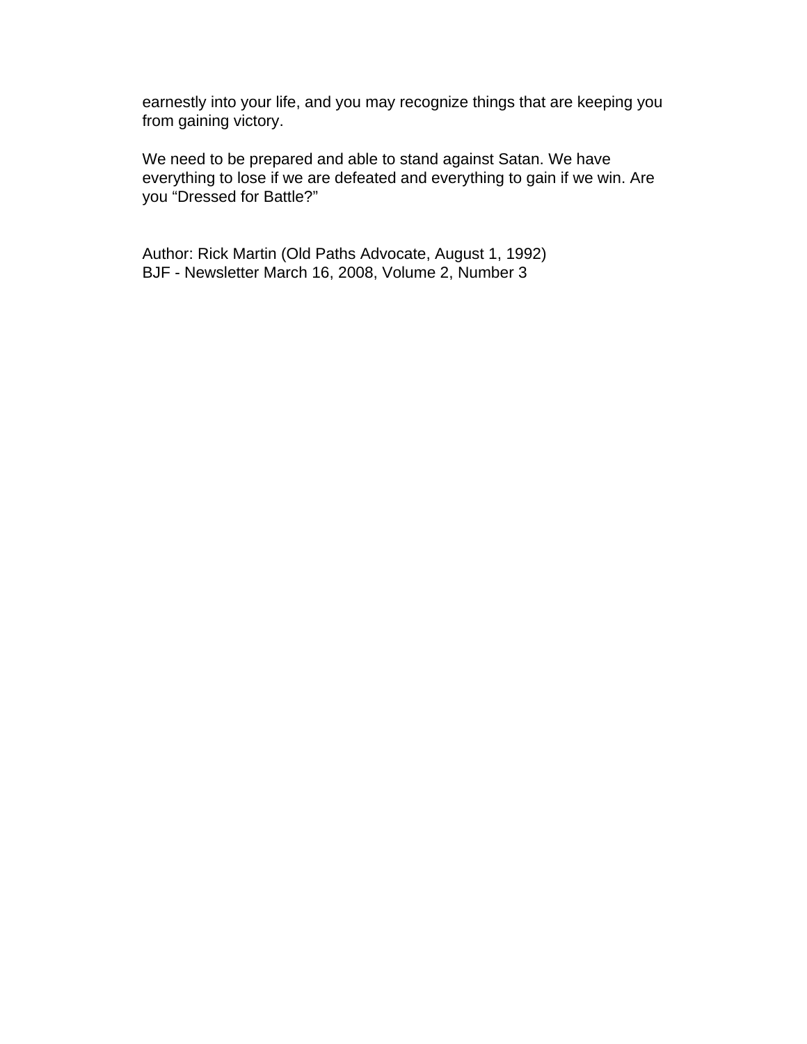earnestly into your life, and you may recognize things that are keeping you from gaining victory.

We need to be prepared and able to stand against Satan. We have everything to lose if we are defeated and everything to gain if we win. Are you “Dressed for Battle?”

Author: Rick Martin (Old Paths Advocate, August 1, 1992)
BJF - Newsletter March 16, 2008, Volume 2, Number 3